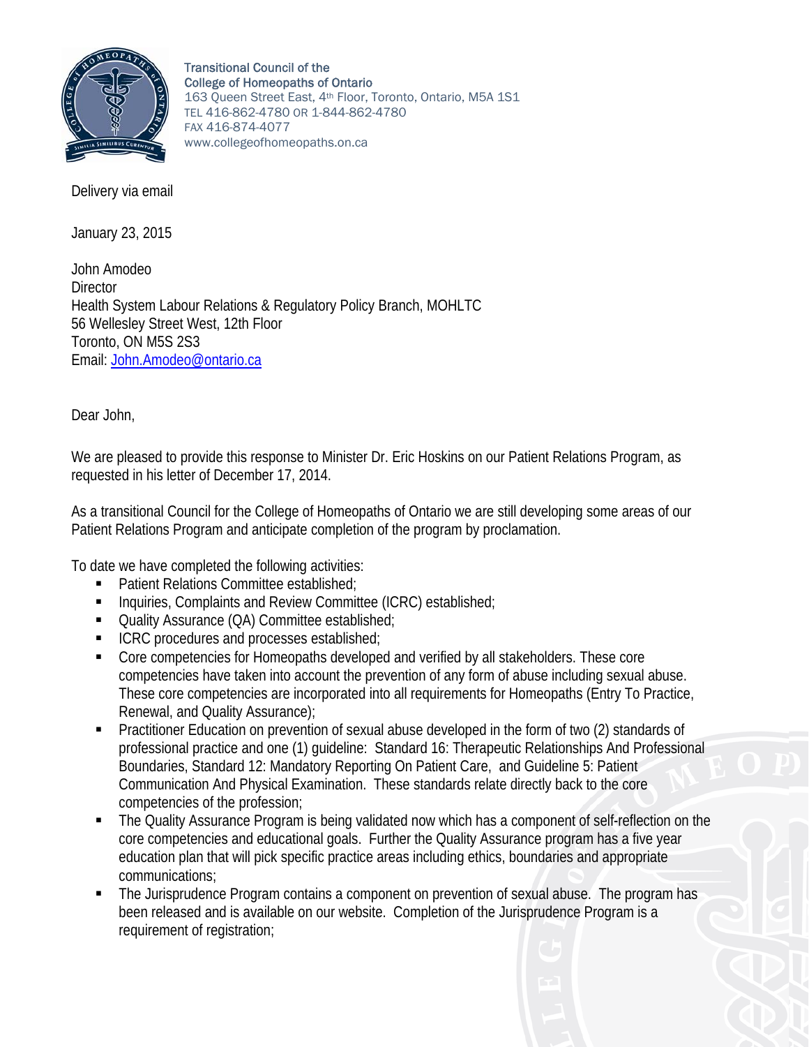Transitional Council of the
College of Homeopaths of Ontario
163 Queen Street East, 4th Floor, Toronto, Ontario, M5A 1S1
TEL 416-862-4780 OR 1-844-862-4780
FAX 416-874-4077
www.collegeofhomeopaths.on.ca

Delivery via email

January 23, 2015

John Amodeo
Director
Health System Labour Relations & Regulatory Policy Branch, MOHLTC
56 Wellesley Street West, 12th Floor
Toronto, ON M5S 2S3
Email: John.Amodeo@ontario.ca

Dear John,

We are pleased to provide this response to Minister Dr. Eric Hoskins on our Patient Relations Program, as requested in his letter of December 17, 2014.

As a transitional Council for the College of Homeopaths of Ontario we are still developing some areas of our Patient Relations Program and anticipate completion of the program by proclamation.

To date we have completed the following activities:

- Patient Relations Committee established;
- Inquiries, Complaints and Review Committee (ICRC) established;
- Quality Assurance (QA) Committee established;
- ICRC procedures and processes established;
- Core competencies for Homeopaths developed and verified by all stakeholders. These core competencies have taken into account the prevention of any form of abuse including sexual abuse. These core competencies are incorporated into all requirements for Homeopaths (Entry To Practice, Renewal, and Quality Assurance);
- Practitioner Education on prevention of sexual abuse developed in the form of two (2) standards of professional practice and one (1) guideline: Standard 16: Therapeutic Relationships And Professional Boundaries, Standard 12: Mandatory Reporting On Patient Care, and Guideline 5: Patient Communication And Physical Examination. These standards relate directly back to the core competencies of the profession;
- The Quality Assurance Program is being validated now which has a component of self-reflection on the core competencies and educational goals. Further the Quality Assurance program has a five year education plan that will pick specific practice areas including ethics, boundaries and appropriate communications;
- The Jurisprudence Program contains a component on prevention of sexual abuse. The program has been released and is available on our website. Completion of the Jurisprudence Program is a requirement of registration;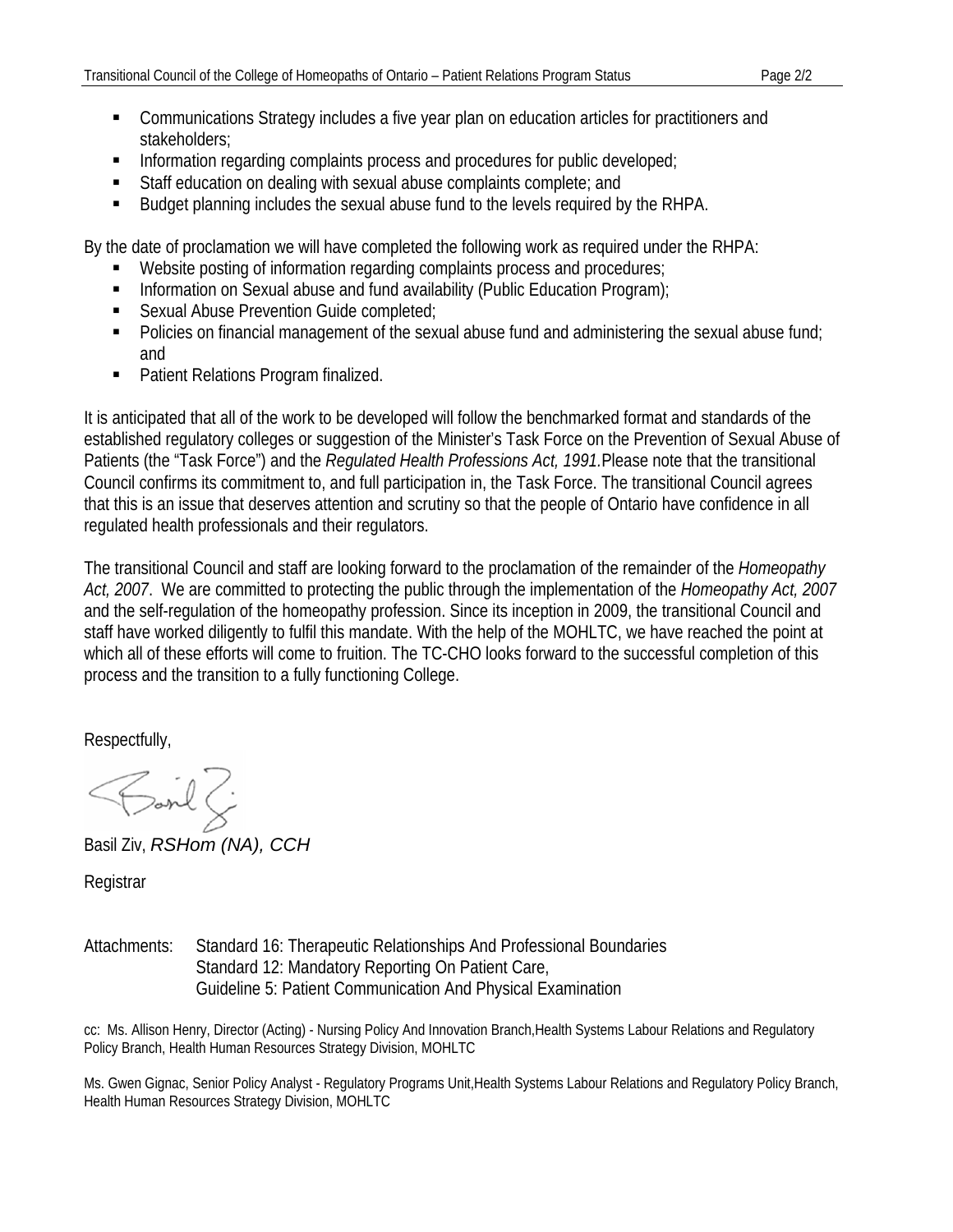- Communications Strategy includes a five year plan on education articles for practitioners and stakeholders;
- Information regarding complaints process and procedures for public developed;
- Staff education on dealing with sexual abuse complaints complete; and
- Budget planning includes the sexual abuse fund to the levels required by the RHPA.

By the date of proclamation we will have completed the following work as required under the RHPA:

- Website posting of information regarding complaints process and procedures;
- Information on Sexual abuse and fund availability (Public Education Program);
- Sexual Abuse Prevention Guide completed;
- Policies on financial management of the sexual abuse fund and administering the sexual abuse fund; and
- Patient Relations Program finalized.

It is anticipated that all of the work to be developed will follow the benchmarked format and standards of the established regulatory colleges or suggestion of the Minister's Task Force on the Prevention of Sexual Abuse of Patients (the "Task Force") and the *Regulated Health Professions Act, 1991.*Please note that the transitional Council confirms its commitment to, and full participation in, the Task Force. The transitional Council agrees that this is an issue that deserves attention and scrutiny so that the people of Ontario have confidence in all regulated health professionals and their regulators.

The transitional Council and staff are looking forward to the proclamation of the remainder of the *Homeopathy Act, 2007*. We are committed to protecting the public through the implementation of the *Homeopathy Act, 2007* and the self-regulation of the homeopathy profession. Since its inception in 2009, the transitional Council and staff have worked diligently to fulfil this mandate. With the help of the MOHLTC, we have reached the point at which all of these efforts will come to fruition. The TC-CHO looks forward to the successful completion of this process and the transition to a fully functioning College.

Respectfully,

Basil Ziv, *RSHom (NA), CCH*

Registrar

Attachments: Standard 16: Therapeutic Relationships And Professional Boundaries
Standard 12: Mandatory Reporting On Patient Care,
Guideline 5: Patient Communication And Physical Examination

cc: Ms. Allison Henry, Director (Acting) - Nursing Policy And Innovation Branch,Health Systems Labour Relations and Regulatory Policy Branch, Health Human Resources Strategy Division, MOHLTC

Ms. Gwen Gignac, Senior Policy Analyst - Regulatory Programs Unit,Health Systems Labour Relations and Regulatory Policy Branch, Health Human Resources Strategy Division, MOHLTC